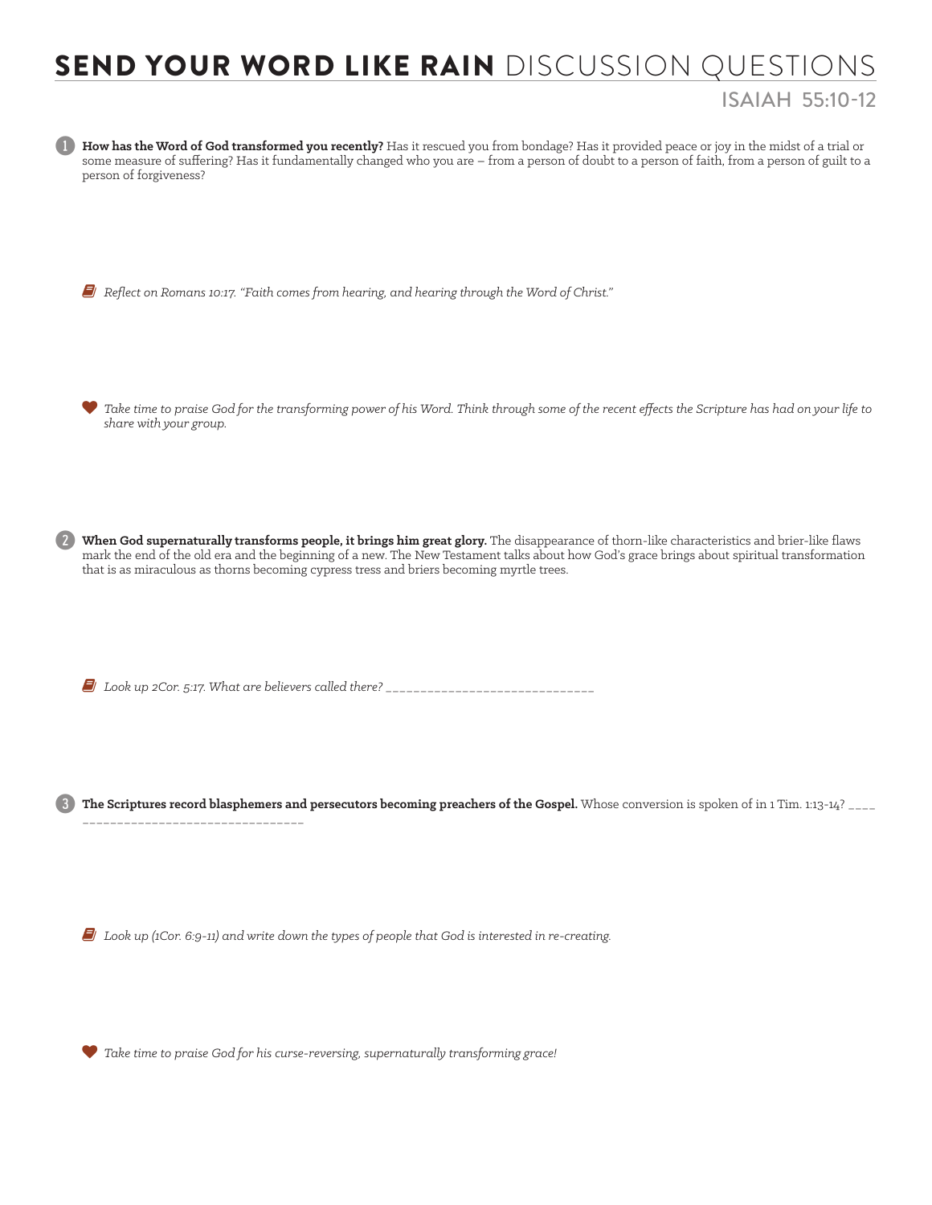# **SEND YOUR WORD LIKE RAIN** DISCUSSION QUESTIONS

## ISAIAH 55:10-12

1. **How has the Word of God transformed you recently?** Has it rescued you from bondage? Has it provided peace or joy in the midst of a trial or some measure of suffering? Has it fundamentally changed who you are – from a person of doubt to a person of faith, from a person of guilt to a person of forgiveness?

   *Reflect on Romans 10:17. "Faith comes from hearing, and hearing through the Word of Christ."*

   *Take time to praise God for the transforming power of his Word. Think through some of the recent effects the Scripture has had on your life to share with your group.*

2. **When God supernaturally transforms people, it brings him great glory.** The disappearance of thorn-like characteristics and brier-like flaws mark the end of the old era and the beginning of a new. The New Testament talks about how God's grace brings about spiritual transformation that is as miraculous as thorns becoming cypress tress and briers becoming myrtle trees.

   *Look up 2Cor. 5:17. What are believers called there?* ______________________________

3. **The Scriptures record blasphemers and persecutors becoming preachers of the Gospel.** Whose conversion is spoken of in 1 Tim. 1:13-14? ____ ________________________________

   *Look up (1Cor. 6:9-11) and write down the types of people that God is interested in re-creating.*

   *Take time to praise God for his curse-reversing, supernaturally transforming grace!*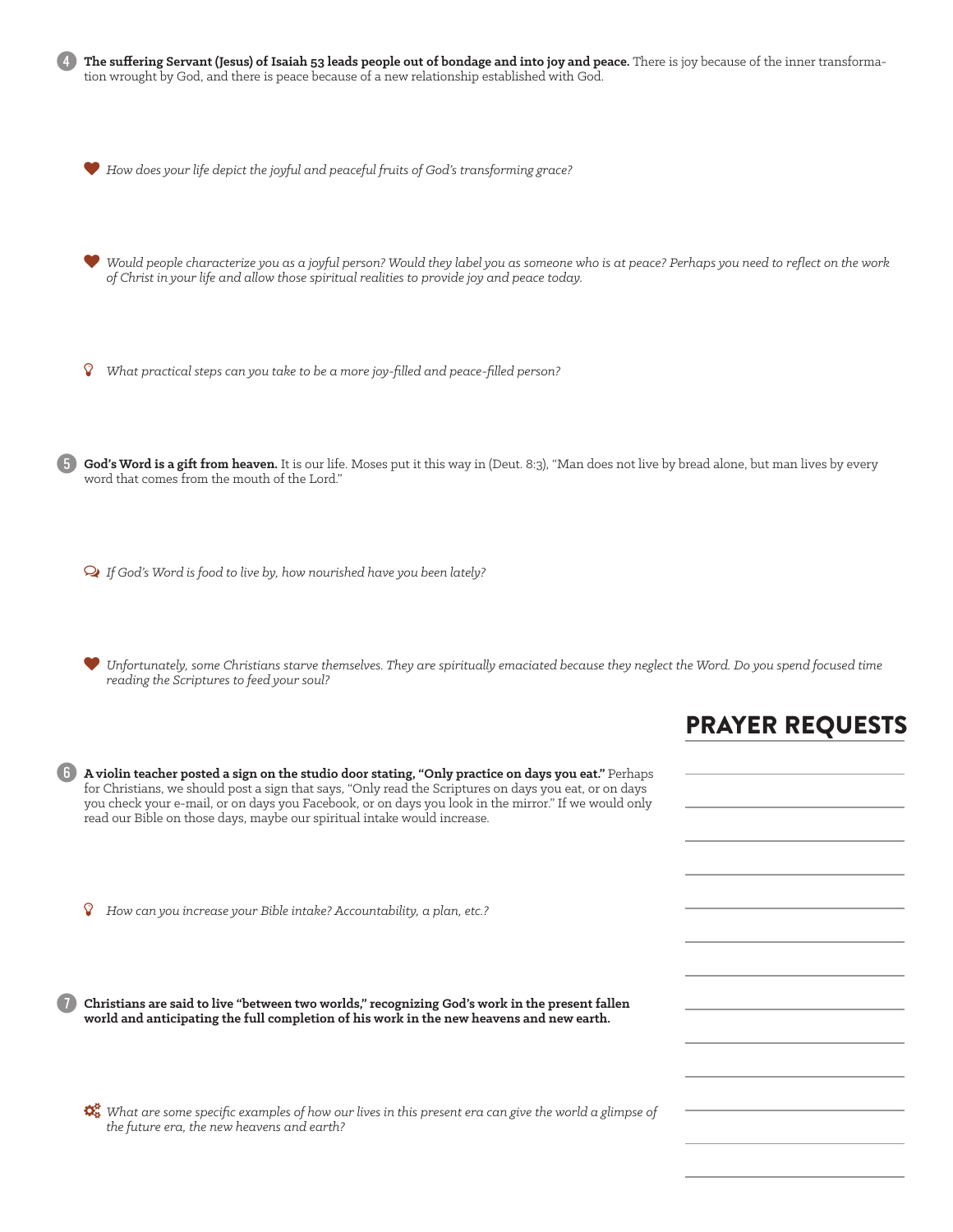4. **The suffering Servant (Jesus) of Isaiah 53 leads people out of bondage and into joy and peace.** There is joy because of the inner transformation wrought by God, and there is peace because of a new relationship established with God.

   - *How does your life depict the joyful and peaceful fruits of God's transforming grace?*

   - *Would people characterize you as a joyful person? Would they label you as someone who is at peace? Perhaps you need to reflect on the work of Christ in your life and allow those spiritual realities to provide joy and peace today.*

   - *What practical steps can you take to be a more joy-filled and peace-filled person?*

5. **God's Word is a gift from heaven.** It is our life. Moses put it this way in (Deut. 8:3), "Man does not live by bread alone, but man lives by every word that comes from the mouth of the Lord."

   - *If God's Word is food to live by, how nourished have you been lately?*

   - *Unfortunately, some Christians starve themselves. They are spiritually emaciated because they neglect the Word. Do you spend focused time reading the Scriptures to feed your soul?*

6. **A violin teacher posted a sign on the studio door stating, "Only practice on days you eat."** Perhaps for Christians, we should post a sign that says, "Only read the Scriptures on days you eat, or on days you check your e-mail, or on days you Facebook, or on days you look in the mirror." If we would only read our Bible on those days, maybe our spiritual intake would increase.

   - *How can you increase your Bible intake? Accountability, a plan, etc.?*

7. **Christians are said to live "between two worlds," recognizing God's work in the present fallen world and anticipating the full completion of his work in the new heavens and new earth.**

   - *What are some specific examples of how our lives in this present era can give the world a glimpse of the future era, the new heavens and earth?*

## PRAYER REQUESTS